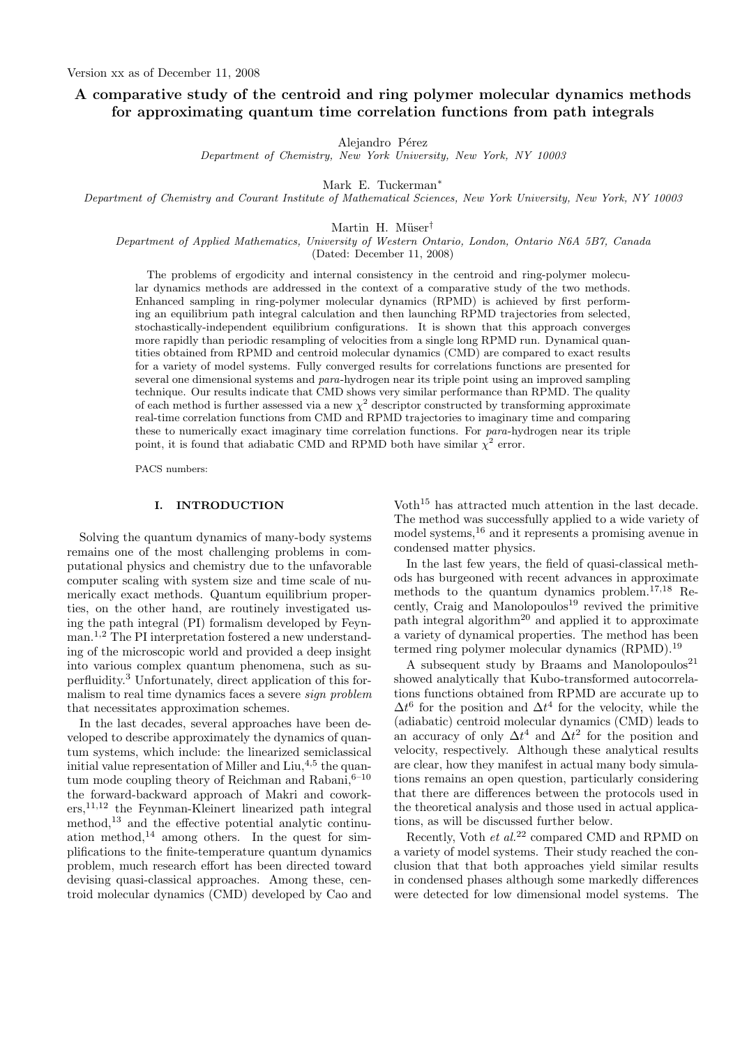Version xx as of December 11, 2008

# A comparative study of the centroid and ring polymer molecular dynamics methods for approximating quantum time correlation functions from path integrals

Alejandro Pérez
*Department of Chemistry, New York University, New York, NY 10003*

Mark E. Tuckerman*
*Department of Chemistry and Courant Institute of Mathematical Sciences, New York University, New York, NY 10003*

Martin H. Müser†
*Department of Applied Mathematics, University of Western Ontario, London, Ontario N6A 5B7, Canada*
(Dated: December 11, 2008)

The problems of ergodicity and internal consistency in the centroid and ring-polymer molecular dynamics methods are addressed in the context of a comparative study of the two methods. Enhanced sampling in ring-polymer molecular dynamics (RPMD) is achieved by first performing an equilibrium path integral calculation and then launching RPMD trajectories from selected, stochastically-independent equilibrium configurations. It is shown that this approach converges more rapidly than periodic resampling of velocities from a single long RPMD run. Dynamical quantities obtained from RPMD and centroid molecular dynamics (CMD) are compared to exact results for a variety of model systems. Fully converged results for correlations functions are presented for several one dimensional systems and *para*-hydrogen near its triple point using an improved sampling technique. Our results indicate that CMD shows very similar performance than RPMD. The quality of each method is further assessed via a new $\chi^2$ descriptor constructed by transforming approximate real-time correlation functions from CMD and RPMD trajectories to imaginary time and comparing these to numerically exact imaginary time correlation functions. For *para*-hydrogen near its triple point, it is found that adiabatic CMD and RPMD both have similar $\chi^2$ error.

PACS numbers:

## I. INTRODUCTION

Solving the quantum dynamics of many-body systems remains one of the most challenging problems in computational physics and chemistry due to the unfavorable computer scaling with system size and time scale of numerically exact methods. Quantum equilibrium properties, on the other hand, are routinely investigated using the path integral (PI) formalism developed by Feynman.[1,2] The PI interpretation fostered a new understanding of the microscopic world and provided a deep insight into various complex quantum phenomena, such as superfluidity.[3] Unfortunately, direct application of this formalism to real time dynamics faces a severe *sign problem* that necessitates approximation schemes.

In the last decades, several approaches have been developed to describe approximately the dynamics of quantum systems, which include: the linearized semiclassical initial value representation of Miller and Liu,[4,5] the quantum mode coupling theory of Reichman and Rabani,[6–10] the forward-backward approach of Makri and coworkers,[11,12] the Feynman-Kleinert linearized path integral method,[13] and the effective potential analytic continuation method,[14] among others. In the quest for simplifications to the finite-temperature quantum dynamics problem, much research effort has been directed toward devising quasi-classical approaches. Among these, centroid molecular dynamics (CMD) developed by Cao and Voth[15] has attracted much attention in the last decade. The method was successfully applied to a wide variety of model systems,[16] and it represents a promising avenue in condensed matter physics.

In the last few years, the field of quasi-classical methods has burgeoned with recent advances in approximate methods to the quantum dynamics problem.[17,18] Recently, Craig and Manolopoulos[19] revived the primitive path integral algorithm[20] and applied it to approximate a variety of dynamical properties. The method has been termed ring polymer molecular dynamics (RPMD).[19]

A subsequent study by Braams and Manolopoulos[21] showed analytically that Kubo-transformed autocorrelations functions obtained from RPMD are accurate up to $\Delta t^6$ for the position and $\Delta t^4$ for the velocity, while the (adiabatic) centroid molecular dynamics (CMD) leads to an accuracy of only $\Delta t^4$ and $\Delta t^2$ for the position and velocity, respectively. Although these analytical results are clear, how they manifest in actual many body simulations remains an open question, particularly considering that there are differences between the protocols used in the theoretical analysis and those used in actual applications, as will be discussed further below.

Recently, Voth *et al.*[22] compared CMD and RPMD on a variety of model systems. Their study reached the conclusion that that both approaches yield similar results in condensed phases although some markedly differences were detected for low dimensional model systems. The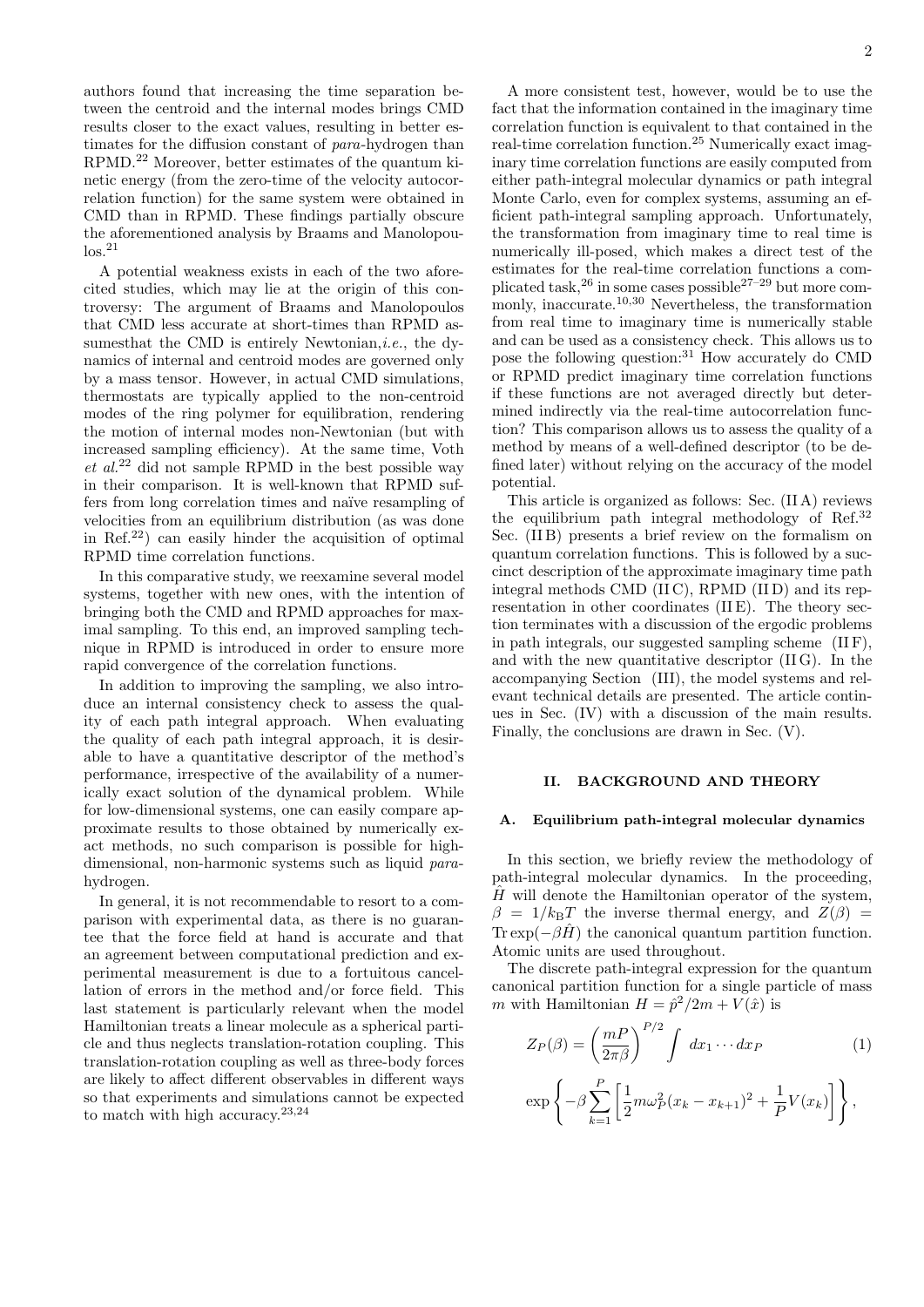authors found that increasing the time separation between the centroid and the internal modes brings CMD results closer to the exact values, resulting in better estimates for the diffusion constant of *para*-hydrogen than RPMD.[22] Moreover, better estimates of the quantum kinetic energy (from the zero-time of the velocity autocorrelation function) for the same system were obtained in CMD than in RPMD. These findings partially obscure the aforementioned analysis by Braams and Manolopoulos.[21]

A potential weakness exists in each of the two aforecited studies, which may lie at the origin of this controversy: The argument of Braams and Manolopoulos that CMD less accurate at short-times than RPMD assumesthat the CMD is entirely Newtonian,*i.e.*, the dynamics of internal and centroid modes are governed only by a mass tensor. However, in actual CMD simulations, thermostats are typically applied to the non-centroid modes of the ring polymer for equilibration, rendering the motion of internal modes non-Newtonian (but with increased sampling efficiency). At the same time, Voth *et al.*[22] did not sample RPMD in the best possible way in their comparison. It is well-known that RPMD suffers from long correlation times and naïve resampling of velocities from an equilibrium distribution (as was done in Ref.[22]) can easily hinder the acquisition of optimal RPMD time correlation functions.

In this comparative study, we reexamine several model systems, together with new ones, with the intention of bringing both the CMD and RPMD approaches for maximal sampling. To this end, an improved sampling technique in RPMD is introduced in order to ensure more rapid convergence of the correlation functions.

In addition to improving the sampling, we also introduce an internal consistency check to assess the quality of each path integral approach. When evaluating the quality of each path integral approach, it is desirable to have a quantitative descriptor of the method's performance, irrespective of the availability of a numerically exact solution of the dynamical problem. While for low-dimensional systems, one can easily compare approximate results to those obtained by numerically exact methods, no such comparison is possible for high-dimensional, non-harmonic systems such as liquid *para*-hydrogen.

In general, it is not recommendable to resort to a comparison with experimental data, as there is no guarantee that the force field at hand is accurate and that an agreement between computational prediction and experimental measurement is due to a fortuitous cancellation of errors in the method and/or force field. This last statement is particularly relevant when the model Hamiltonian treats a linear molecule as a spherical particle and thus neglects translation-rotation coupling. This translation-rotation coupling as well as three-body forces are likely to affect different observables in different ways so that experiments and simulations cannot be expected to match with high accuracy.[23,24]

A more consistent test, however, would be to use the fact that the information contained in the imaginary time correlation function is equivalent to that contained in the real-time correlation function.[25] Numerically exact imaginary time correlation functions are easily computed from either path-integral molecular dynamics or path integral Monte Carlo, even for complex systems, assuming an efficient path-integral sampling approach. Unfortunately, the transformation from imaginary time to real time is numerically ill-posed, which makes a direct test of the estimates for the real-time correlation functions a complicated task,[26] in some cases possible[27–29] but more commonly, inaccurate.[10,30] Nevertheless, the transformation from real time to imaginary time is numerically stable and can be used as a consistency check. This allows us to pose the following question:[31] How accurately do CMD or RPMD predict imaginary time correlation functions if these functions are not averaged directly but determined indirectly via the real-time autocorrelation function? This comparison allows us to assess the quality of a method by means of a well-defined descriptor (to be defined later) without relying on the accuracy of the model potential.

This article is organized as follows: Sec. (II A) reviews the equilibrium path integral methodology of Ref.[32] Sec. (II B) presents a brief review on the formalism on quantum correlation functions. This is followed by a succinct description of the approximate imaginary time path integral methods CMD (II C), RPMD (II D) and its representation in other coordinates (II E). The theory section terminates with a discussion of the ergodic problems in path integrals, our suggested sampling scheme (II F), and with the new quantitative descriptor (II G). In the accompanying Section (III), the model systems and relevant technical details are presented. The article continues in Sec. (IV) with a discussion of the main results. Finally, the conclusions are drawn in Sec. (V).

## II. BACKGROUND AND THEORY

### A. Equilibrium path-integral molecular dynamics

In this section, we briefly review the methodology of path-integral molecular dynamics. In the proceeding, $\hat{H}$ will denote the Hamiltonian operator of the system, $\beta = 1/k_{\rm B}T$ the inverse thermal energy, and $Z(\beta) = \mathrm{Tr}\exp(-\beta\hat{H})$ the canonical quantum partition function. Atomic units are used throughout.

The discrete path-integral expression for the quantum canonical partition function for a single particle of mass $m$ with Hamiltonian $H = \hat{p}^2/2m + V(\hat{x})$ is

$$Z_P(\beta) = \left(\frac{mP}{2\pi\beta}\right)^{P/2} \int dx_1 \cdots dx_P \tag{1}$$

$$\exp\left\{-\beta \sum_{k=1}^{P}\left[\frac{1}{2}m\omega_P^2(x_k - x_{k+1})^2 + \frac{1}{P}V(x_k)\right]\right\},$$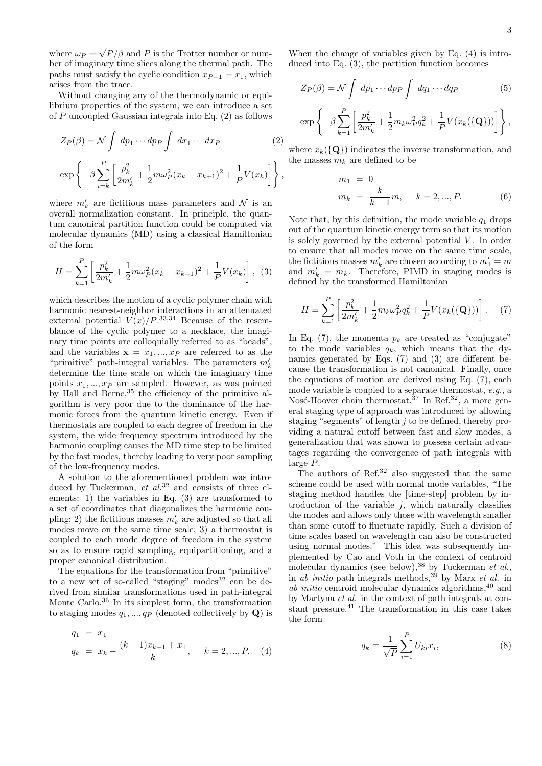where $\omega_P = \sqrt{P}/\beta$ and $P$ is the Trotter number or number of imaginary time slices along the thermal path. The paths must satisfy the cyclic condition $x_{P+1} = x_1$, which arises from the trace.

Without changing any of the thermodynamic or equilibrium properties of the system, we can introduce a set of $P$ uncoupled Gaussian integrals into Eq. (2) as follows

$$Z_P(\beta) = \mathcal{N} \int dp_1 \cdots dp_P \int dx_1 \cdots dx_P \tag{2}$$
$$\exp\left\{ -\beta \sum_{i=k}^{P} \left[ \frac{p_k^2}{2m_k'} + \frac{1}{2} m\omega_P^2 (x_k - x_{k+1})^2 + \frac{1}{P} V(x_k) \right] \right\},$$

where $m_k'$ are fictitious mass parameters and $\mathcal{N}$ is an overall normalization constant. In principle, the quantum canonical partition function could be computed via molecular dynamics (MD) using a classical Hamiltonian of the form

$$H = \sum_{k=1}^{P} \left[ \frac{p_k^2}{2m_k'} + \frac{1}{2} m\omega_P^2 (x_k - x_{k+1})^2 + \frac{1}{P} V(x_k) \right], \tag{3}$$

which describes the motion of a cyclic polymer chain with harmonic nearest-neighbor interactions in an attenuated external potential $V(x)/P$.[33,34] Because of the resemblance of the cyclic polymer to a necklace, the imaginary time points are colloquially referred to as "beads", and the variables $\mathbf{x} = x_1, ..., x_P$ are referred to as the "primitive" path-integral variables. The parameters $m_k'$ determine the time scale on which the imaginary time points $x_1, ..., x_P$ are sampled. However, as was pointed by Hall and Berne,[35] the efficiency of the primitive algorithm is very poor due to the dominance of the harmonic forces from the quantum kinetic energy. Even if thermostats are coupled to each degree of freedom in the system, the wide frequency spectrum introduced by the harmonic coupling causes the MD time step to be limited by the fast modes, thereby leading to very poor sampling of the low-frequency modes.

A solution to the aforementioned problem was introduced by Tuckerman, *et al.*[32] and consists of three elements: 1) the variables in Eq. (3) are transformed to a set of coordinates that diagonalizes the harmonic coupling; 2) the fictitious masses $m_k'$ are adjusted so that all modes move on the same time scale; 3) a thermostat is coupled to each mode degree of freedom in the system so as to ensure rapid sampling, equipartitioning, and a proper canonical distribution.

The equations for the transformation from "primitive" to a new set of so-called "staging" modes[32] can be derived from similar transformations used in path-integral Monte Carlo.[36] In its simplest form, the transformation to staging modes $q_1, ..., q_P$ (denoted collectively by $\mathbf{Q}$) is

$$\begin{aligned} q_1 &= x_1 \\ q_k &= x_k - \frac{(k-1)x_{k+1} + x_1}{k}, \quad k = 2, ..., P. \end{aligned} \tag{4}$$

When the change of variables given by Eq. (4) is introduced into Eq. (3), the partition function becomes

$$Z_P(\beta) = \mathcal{N} \int dp_1 \cdots dp_P \int dq_1 \cdots dq_P \tag{5}$$
$$\exp\left\{ -\beta \sum_{k=1}^{P} \left[ \frac{p_k^2}{2m_k'} + \frac{1}{2} m_k \omega_P^2 q_k^2 + \frac{1}{P} V(x_k(\{\mathbf{Q}\})) \right] \right\},$$

where $x_k(\{\mathbf{Q}\})$ indicates the inverse transformation, and the masses $m_k$ are defined to be

$$\begin{aligned} m_1 &= 0 \\ m_k &= \frac{k}{k-1} m, \quad k = 2, ..., P. \end{aligned} \tag{6}$$

Note that, by this definition, the mode variable $q_1$ drops out of the quantum kinetic energy term so that its motion is solely governed by the external potential $V$. In order to ensure that all modes move on the same time scale, the fictitious masses $m_k'$ are chosen according to $m_1' = m$ and $m_k' = m_k$. Therefore, PIMD in staging modes is defined by the transformed Hamiltonian

$$H = \sum_{k=1}^{P} \left[ \frac{p_k^2}{2m_k'} + \frac{1}{2} m_k \omega_P^2 q_k^2 + \frac{1}{P} V(x_k(\{\mathbf{Q}\})) \right]. \tag{7}$$

In Eq. (7), the momenta $p_k$ are treated as "conjugate" to the mode variables $q_k$, which means that the dynamics generated by Eqs. (7) and (3) are different because the transformation is not canonical. Finally, once the equations of motion are derived using Eq. (7), each mode variable is coupled to a separate thermostat, *e.g.*, a Nosé-Hoover chain thermostat.[37] In Ref.[32], a more general staging type of approach was introduced by allowing staging "segments" of length $j$ to be defined, thereby providing a natural cutoff between fast and slow modes, a generalization that was shown to possess certain advantages regarding the convergence of path integrals with large $P$.

The authors of Ref.[32] also suggested that the same scheme could be used with normal mode variables, "The staging method handles the [time-step] problem by introduction of the variable $j$, which naturally classifies the modes and allows only those with wavelength smaller than some cutoff to fluctuate rapidly. Such a division of time scales based on wavelength can also be constructed using normal modes." This idea was subsequently implemented by Cao and Voth in the context of centroid molecular dynamics (see below),[38] by Tuckerman *et al.*, in *ab initio* path integrals methods,[39] by Marx *et al.* in *ab initio* centroid molecular dynamics algorithms,[40] and by Martyna *et al.* in the context of path integrals at constant pressure.[41] The transformation in this case takes the form

$$q_k = \frac{1}{\sqrt{P}} \sum_{i=1}^{P} U_{ki} x_i, \tag{8}$$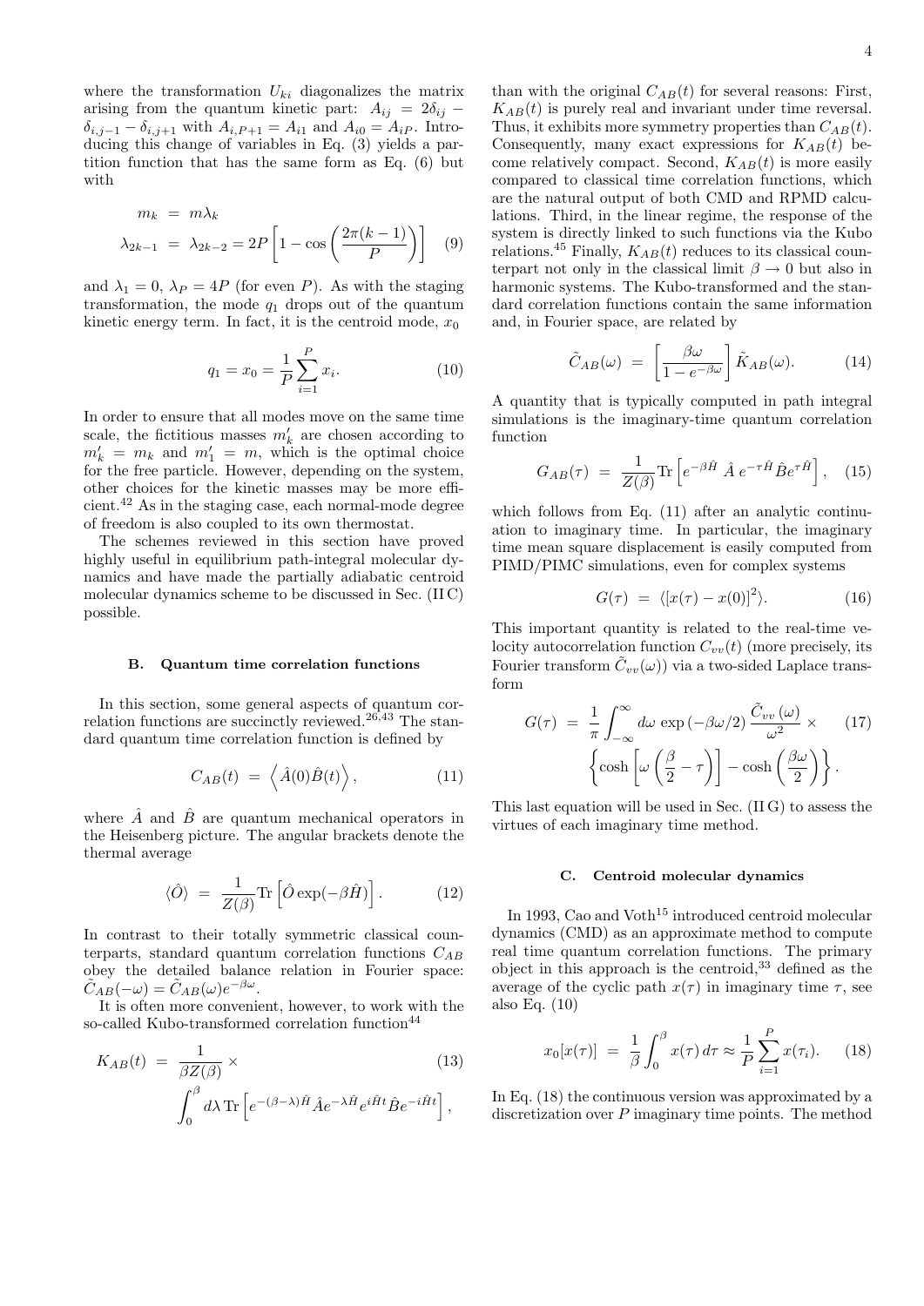where the transformation $U_{ki}$ diagonalizes the matrix arising from the quantum kinetic part: $A_{ij} = 2\delta_{ij} - \delta_{i,j-1} - \delta_{i,j+1}$ with $A_{i,P+1} = A_{i1}$ and $A_{i0} = A_{iP}$. Introducing this change of variables in Eq. (3) yields a partition function that has the same form as Eq. (6) but with

$$
\begin{aligned}
m_k &= m\lambda_k \\
\lambda_{2k-1} &= \lambda_{2k-2} = 2P\left[1 - \cos\left(\frac{2\pi(k-1)}{P}\right)\right]
\end{aligned} \tag{9}
$$

and $\lambda_1 = 0$, $\lambda_P = 4P$ (for even $P$). As with the staging transformation, the mode $q_1$ drops out of the quantum kinetic energy term. In fact, it is the centroid mode, $x_0$

$$
q_1 = x_0 = \frac{1}{P}\sum_{i=1}^{P} x_i. \tag{10}
$$

In order to ensure that all modes move on the same time scale, the fictitious masses $m'_k$ are chosen according to $m'_k = m_k$ and $m'_1 = m$, which is the optimal choice for the free particle. However, depending on the system, other choices for the kinetic masses may be more efficient.[42] As in the staging case, each normal-mode degree of freedom is also coupled to its own thermostat.

The schemes reviewed in this section have proved highly useful in equilibrium path-integral molecular dynamics and have made the partially adiabatic centroid molecular dynamics scheme to be discussed in Sec. (II C) possible.

### B. Quantum time correlation functions

In this section, some general aspects of quantum correlation functions are succinctly reviewed.[26,43] The standard quantum time correlation function is defined by

$$
C_{AB}(t) = \left\langle \hat{A}(0)\hat{B}(t)\right\rangle, \tag{11}
$$

where $\hat{A}$ and $\hat{B}$ are quantum mechanical operators in the Heisenberg picture. The angular brackets denote the thermal average

$$
\langle\hat{O}\rangle = \frac{1}{Z(\beta)}\mathrm{Tr}\left[\hat{O}\exp(-\beta\hat{H})\right]. \tag{12}
$$

In contrast to their totally symmetric classical counterparts, standard quantum correlation functions $C_{AB}$ obey the detailed balance relation in Fourier space: $\tilde{C}_{AB}(-\omega) = \tilde{C}_{AB}(\omega)e^{-\beta\omega}$.

It is often more convenient, however, to work with the so-called Kubo-transformed correlation function[44]

$$
K_{AB}(t) = \frac{1}{\beta Z(\beta)} \times \int_0^\beta d\lambda\,\mathrm{Tr}\left[e^{-(\beta-\lambda)\hat{H}}\hat{A}e^{-\lambda\hat{H}}e^{i\hat{H}t}\hat{B}e^{-i\hat{H}t}\right], \tag{13}
$$

than with the original $C_{AB}(t)$ for several reasons: First, $K_{AB}(t)$ is purely real and invariant under time reversal. Thus, it exhibits more symmetry properties than $C_{AB}(t)$. Consequently, many exact expressions for $K_{AB}(t)$ become relatively compact. Second, $K_{AB}(t)$ is more easily compared to classical time correlation functions, which are the natural output of both CMD and RPMD calculations. Third, in the linear regime, the response of the system is directly linked to such functions via the Kubo relations.[45] Finally, $K_{AB}(t)$ reduces to its classical counterpart not only in the classical limit $\beta \to 0$ but also in harmonic systems. The Kubo-transformed and the standard correlation functions contain the same information and, in Fourier space, are related by

$$
\tilde{C}_{AB}(\omega) = \left[\frac{\beta\omega}{1 - e^{-\beta\omega}}\right]\tilde{K}_{AB}(\omega). \tag{14}
$$

A quantity that is typically computed in path integral simulations is the imaginary-time quantum correlation function

$$
G_{AB}(\tau) = \frac{1}{Z(\beta)}\mathrm{Tr}\left[e^{-\beta\hat{H}}\,\hat{A}\,e^{-\tau\hat{H}}\hat{B}e^{\tau\hat{H}}\right], \tag{15}
$$

which follows from Eq. (11) after an analytic continuation to imaginary time. In particular, the imaginary time mean square displacement is easily computed from PIMD/PIMC simulations, even for complex systems

$$
G(\tau) = \langle[x(\tau) - x(0)]^2\rangle. \tag{16}
$$

This important quantity is related to the real-time velocity autocorrelation function $C_{vv}(t)$ (more precisely, its Fourier transform $\tilde{C}_{vv}(\omega)$) via a two-sided Laplace transform

$$
G(\tau) = \frac{1}{\pi}\int_{-\infty}^{\infty} d\omega\,\exp\left(-\beta\omega/2\right)\frac{\tilde{C}_{vv}(\omega)}{\omega^2} \times \left\{\cosh\left[\omega\left(\frac{\beta}{2} - \tau\right)\right] - \cosh\left(\frac{\beta\omega}{2}\right)\right\}. \tag{17}
$$

This last equation will be used in Sec. (II G) to assess the virtues of each imaginary time method.

### C. Centroid molecular dynamics

In 1993, Cao and Voth[15] introduced centroid molecular dynamics (CMD) as an approximate method to compute real time quantum correlation functions. The primary object in this approach is the centroid,[33] defined as the average of the cyclic path $x(\tau)$ in imaginary time $\tau$, see also Eq. (10)

$$
x_0[x(\tau)] = \frac{1}{\beta}\int_0^\beta x(\tau)\,d\tau \approx \frac{1}{P}\sum_{i=1}^{P} x(\tau_i). \tag{18}
$$

In Eq. (18) the continuous version was approximated by a discretization over $P$ imaginary time points. The method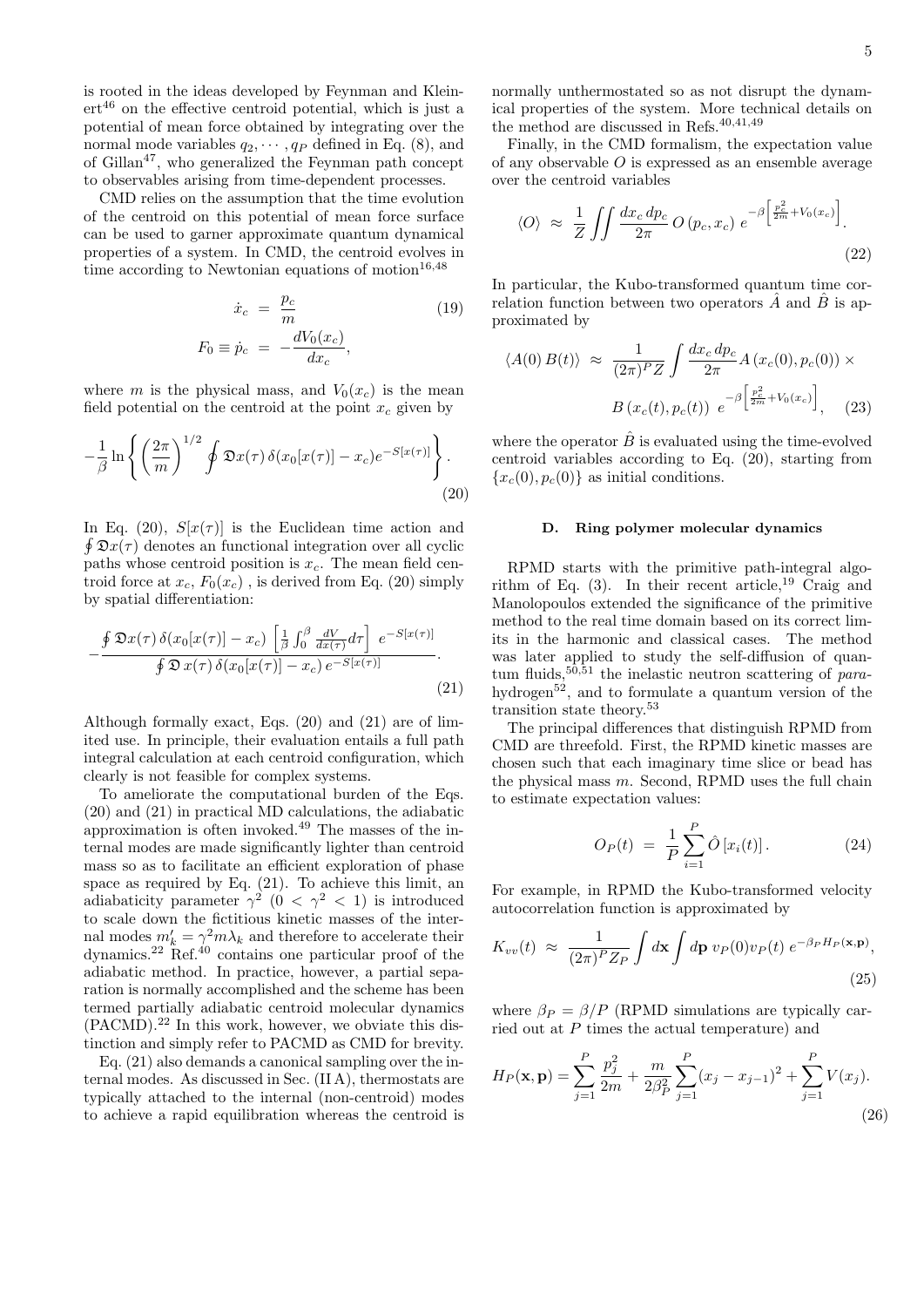is rooted in the ideas developed by Feynman and Kleinert[46] on the effective centroid potential, which is just a potential of mean force obtained by integrating over the normal mode variables $q_2, \cdots, q_P$ defined in Eq. (8), and of Gillan[47], who generalized the Feynman path concept to observables arising from time-dependent processes.

CMD relies on the assumption that the time evolution of the centroid on this potential of mean force surface can be used to garner approximate quantum dynamical properties of a system. In CMD, the centroid evolves in time according to Newtonian equations of motion[16,48]

$$
\begin{aligned}
\dot{x}_c &= \frac{p_c}{m} \\
F_0 \equiv \dot{p}_c &= -\frac{dV_0(x_c)}{dx_c},
\end{aligned} \tag{19}
$$

where $m$ is the physical mass, and $V_0(x_c)$ is the mean field potential on the centroid at the point $x_c$ given by

$$
-\frac{1}{\beta} \ln \left\{ \left( \frac{2\pi}{m} \right)^{1/2} \oint \mathfrak{D}x(\tau)\, \delta(x_0[x(\tau)] - x_c) e^{-S[x(\tau)]} \right\}. \tag{20}
$$

In Eq. (20), $S[x(\tau)]$ is the Euclidean time action and $\oint \mathfrak{D}x(\tau)$ denotes an functional integration over all cyclic paths whose centroid position is $x_c$. The mean field centroid force at $x_c$, $F_0(x_c)$ , is derived from Eq. (20) simply by spatial differentiation:

$$
-\frac{\oint \mathfrak{D}x(\tau)\, \delta(x_0[x(\tau)] - x_c) \left[ \frac{1}{\beta} \int_0^\beta \frac{dV}{dx(\tau)} d\tau \right] \; e^{-S[x(\tau)]}}{\oint \mathfrak{D}\, x(\tau)\, \delta(x_0[x(\tau)] - x_c)\, e^{-S[x(\tau)]}}. \tag{21}
$$

Although formally exact, Eqs. (20) and (21) are of limited use. In principle, their evaluation entails a full path integral calculation at each centroid configuration, which clearly is not feasible for complex systems.

To ameliorate the computational burden of the Eqs. (20) and (21) in practical MD calculations, the adiabatic approximation is often invoked.[49] The masses of the internal modes are made significantly lighter than centroid mass so as to facilitate an efficient exploration of phase space as required by Eq. (21). To achieve this limit, an adiabaticity parameter $\gamma^2$ ($0 < \gamma^2 < 1$) is introduced to scale down the fictitious kinetic masses of the internal modes $m'_k = \gamma^2 m \lambda_k$ and therefore to accelerate their dynamics.[22] Ref.[40] contains one particular proof of the adiabatic method. In practice, however, a partial separation is normally accomplished and the scheme has been termed partially adiabatic centroid molecular dynamics (PACMD).[22] In this work, however, we obviate this distinction and simply refer to PACMD as CMD for brevity.

Eq. (21) also demands a canonical sampling over the internal modes. As discussed in Sec. (II A), thermostats are typically attached to the internal (non-centroid) modes to achieve a rapid equilibration whereas the centroid is normally unthermostated so as not disrupt the dynamical properties of the system. More technical details on the method are discussed in Refs.[40,41,49]

Finally, in the CMD formalism, the expectation value of any observable $O$ is expressed as an ensemble average over the centroid variables

$$
\langle O \rangle \;\approx\; \frac{1}{Z} \iint \frac{dx_c\, dp_c}{2\pi}\, O\,(p_c, x_c)\; e^{-\beta\left[\frac{p_c^2}{2m} + V_0(x_c)\right]}. \tag{22}
$$

In particular, the Kubo-transformed quantum time correlation function between two operators $\hat{A}$ and $\hat{B}$ is approximated by

$$
\begin{aligned}
\langle A(0)\, B(t) \rangle \;\approx\; \frac{1}{(2\pi)^P Z} \int \frac{dx_c\, dp_c}{2\pi} A\left(x_c(0), p_c(0)\right) \times \\
B\left(x_c(t), p_c(t)\right)\; e^{-\beta\left[\frac{p_c^2}{2m} + V_0(x_c)\right]},
\end{aligned} \tag{23}
$$

where the operator $\hat{B}$ is evaluated using the time-evolved centroid variables according to Eq. (20), starting from $\{x_c(0), p_c(0)\}$ as initial conditions.

### D. Ring polymer molecular dynamics

RPMD starts with the primitive path-integral algorithm of Eq. (3). In their recent article,[19] Craig and Manolopoulos extended the significance of the primitive method to the real time domain based on its correct limits in the harmonic and classical cases. The method was later applied to study the self-diffusion of quantum fluids,[50,51] the inelastic neutron scattering of *para*-hydrogen[52], and to formulate a quantum version of the transition state theory.[53]

The principal differences that distinguish RPMD from CMD are threefold. First, the RPMD kinetic masses are chosen such that each imaginary time slice or bead has the physical mass $m$. Second, RPMD uses the full chain to estimate expectation values:

$$
O_P(t) \;=\; \frac{1}{P} \sum_{i=1}^{P} \hat{O}\left[x_i(t)\right]. \tag{24}
$$

For example, in RPMD the Kubo-transformed velocity autocorrelation function is approximated by

$$
K_{vv}(t) \;\approx\; \frac{1}{(2\pi)^P Z_P} \int d\mathbf{x} \int d\mathbf{p}\; v_P(0) v_P(t)\; e^{-\beta_P H_P(\mathbf{x}, \mathbf{p})}, \tag{25}
$$

where $\beta_P = \beta/P$ (RPMD simulations are typically carried out at $P$ times the actual temperature) and

$$
H_P(\mathbf{x}, \mathbf{p}) = \sum_{j=1}^{P} \frac{p_j^2}{2m} + \frac{m}{2\beta_P^2} \sum_{j=1}^{P} (x_j - x_{j-1})^2 + \sum_{j=1}^{P} V(x_j). \tag{26}
$$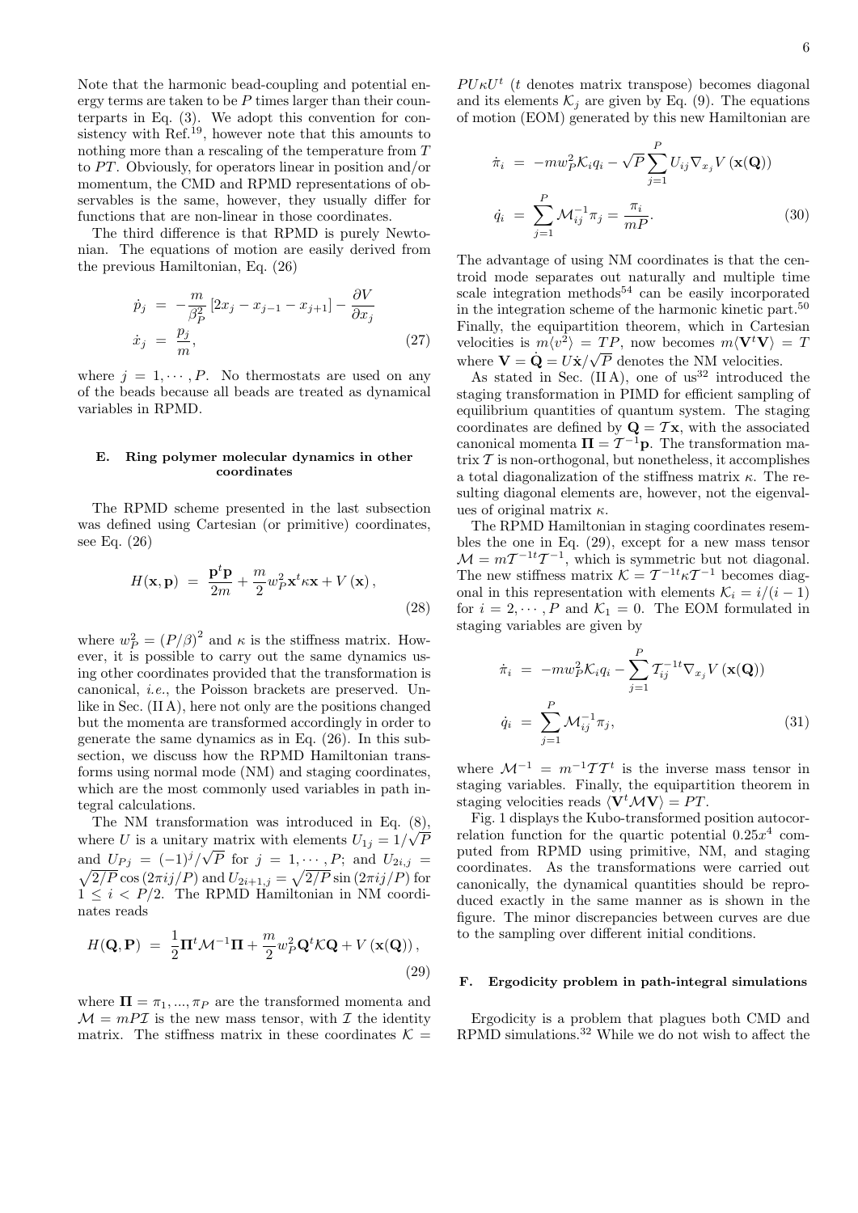Note that the harmonic bead-coupling and potential energy terms are taken to be $P$ times larger than their counterparts in Eq. (3). We adopt this convention for consistency with Ref.[19], however note that this amounts to nothing more than a rescaling of the temperature from $T$ to $PT$. Obviously, for operators linear in position and/or momentum, the CMD and RPMD representations of observables is the same, however, they usually differ for functions that are non-linear in those coordinates.

The third difference is that RPMD is purely Newtonian. The equations of motion are easily derived from the previous Hamiltonian, Eq. (26)

$$
\begin{aligned}
\dot{p}_j &= -\frac{m}{\beta_P^2}\left[2x_j - x_{j-1} - x_{j+1}\right] - \frac{\partial V}{\partial x_j} \\
\dot{x}_j &= \frac{p_j}{m},
\end{aligned}
\tag{27}
$$

where $j = 1, \cdots, P$. No thermostats are used on any of the beads because all beads are treated as dynamical variables in RPMD.

### E. Ring polymer molecular dynamics in other coordinates

The RPMD scheme presented in the last subsection was defined using Cartesian (or primitive) coordinates, see Eq. (26)

$$
H(\mathbf{x}, \mathbf{p}) = \frac{\mathbf{p}^t\mathbf{p}}{2m} + \frac{m}{2}w_P^2\mathbf{x}^t\kappa\mathbf{x} + V(\mathbf{x}),
\tag{28}
$$

where $w_P^2 = (P/\beta)^2$ and $\kappa$ is the stiffness matrix. However, it is possible to carry out the same dynamics using other coordinates provided that the transformation is canonical, *i.e.*, the Poisson brackets are preserved. Unlike in Sec. (II A), here not only are the positions changed but the momenta are transformed accordingly in order to generate the same dynamics as in Eq. (26). In this subsection, we discuss how the RPMD Hamiltonian transforms using normal mode (NM) and staging coordinates, which are the most commonly used variables in path integral calculations.

The NM transformation was introduced in Eq. (8), where $U$ is a unitary matrix with elements $U_{1j} = 1/\sqrt{P}$ and $U_{Pj} = (-1)^j/\sqrt{P}$ for $j = 1, \cdots, P$; and $U_{2i,j} = \sqrt{2/P}\cos(2\pi ij/P)$ and $U_{2i+1,j} = \sqrt{2/P}\sin(2\pi ij/P)$ for $1 \le i < P/2$. The RPMD Hamiltonian in NM coordinates reads

$$
H(\mathbf{Q}, \mathbf{P}) = \frac{1}{2}\mathbf{\Pi}^t\mathcal{M}^{-1}\mathbf{\Pi} + \frac{m}{2}w_P^2\mathbf{Q}^t\mathcal{K}\mathbf{Q} + V(\mathbf{x}(\mathbf{Q})),
\tag{29}
$$

where $\mathbf{\Pi} = \pi_1, ..., \pi_P$ are the transformed momenta and $\mathcal{M} = mP\mathcal{I}$ is the new mass tensor, with $\mathcal{I}$ the identity matrix. The stiffness matrix in these coordinates $\mathcal{K} = PU\kappa U^t$ ($t$ denotes matrix transpose) becomes diagonal and its elements $\mathcal{K}_j$ are given by Eq. (9). The equations of motion (EOM) generated by this new Hamiltonian are

$$
\begin{aligned}
\dot{\pi}_i &= -mw_P^2\mathcal{K}_i q_i - \sqrt{P}\sum_{j=1}^{P} U_{ij}\nabla_{x_j}V(\mathbf{x}(\mathbf{Q})) \\
\dot{q}_i &= \sum_{j=1}^{P}\mathcal{M}_{ij}^{-1}\pi_j = \frac{\pi_i}{mP}.
\end{aligned}
\tag{30}
$$

The advantage of using NM coordinates is that the centroid mode separates out naturally and multiple time scale integration methods[54] can be easily incorporated in the integration scheme of the harmonic kinetic part.[50] Finally, the equipartition theorem, which in Cartesian velocities is $m\langle v^2\rangle = TP$, now becomes $m\langle\mathbf{V}^t\mathbf{V}\rangle = T$ where $\mathbf{V} = \dot{\mathbf{Q}} = U\dot{\mathbf{x}}/\sqrt{P}$ denotes the NM velocities.

As stated in Sec. (II A), one of us[32] introduced the staging transformation in PIMD for efficient sampling of equilibrium quantities of quantum system. The staging coordinates are defined by $\mathbf{Q} = \mathcal{T}\mathbf{x}$, with the associated canonical momenta $\mathbf{\Pi} = \mathcal{T}^{-1}\mathbf{p}$. The transformation matrix $\mathcal{T}$ is non-orthogonal, but nonetheless, it accomplishes a total diagonalization of the stiffness matrix $\kappa$. The resulting diagonal elements are, however, not the eigenvalues of original matrix $\kappa$.

The RPMD Hamiltonian in staging coordinates resembles the one in Eq. (29), except for a new mass tensor $\mathcal{M} = m\mathcal{T}^{-1t}\mathcal{T}^{-1}$, which is symmetric but not diagonal. The new stiffness matrix $\mathcal{K} = \mathcal{T}^{-1t}\kappa\mathcal{T}^{-1}$ becomes diagonal in this representation with elements $\mathcal{K}_i = i/(i-1)$ for $i = 2, \cdots, P$ and $\mathcal{K}_1 = 0$. The EOM formulated in staging variables are given by

$$
\begin{aligned}
\dot{\pi}_i &= -mw_P^2\mathcal{K}_i q_i - \sum_{j=1}^{P}\mathcal{T}_{ij}^{-1t}\nabla_{x_j}V(\mathbf{x}(\mathbf{Q})) \\
\dot{q}_i &= \sum_{j=1}^{P}\mathcal{M}_{ij}^{-1}\pi_j,
\end{aligned}
\tag{31}
$$

where $\mathcal{M}^{-1} = m^{-1}\mathcal{T}\mathcal{T}^t$ is the inverse mass tensor in staging variables. Finally, the equipartition theorem in staging velocities reads $\langle\mathbf{V}^t\mathcal{M}\mathbf{V}\rangle = PT$.

Fig. 1 displays the Kubo-transformed position autocorrelation function for the quartic potential $0.25x^4$ computed from RPMD using primitive, NM, and staging coordinates. As the transformations were carried out canonically, the dynamical quantities should be reproduced exactly in the same manner as is shown in the figure. The minor discrepancies between curves are due to the sampling over different initial conditions.

### F. Ergodicity problem in path-integral simulations

Ergodicity is a problem that plagues both CMD and RPMD simulations.[32] While we do not wish to affect the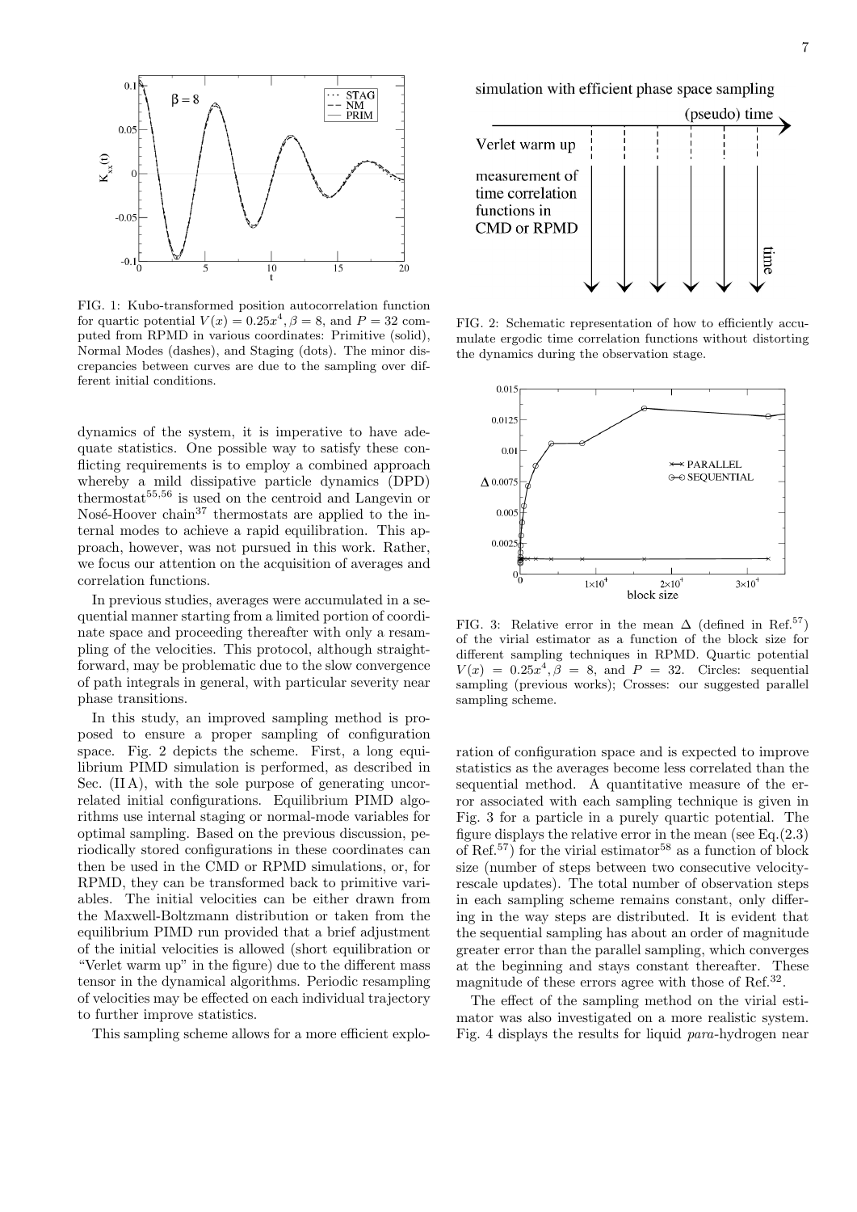FIG. 1: Kubo-transformed position autocorrelation function for quartic potential $V(x) = 0.25x^4, \beta = 8$, and $P = 32$ computed from RPMD in various coordinates: Primitive (solid), Normal Modes (dashes), and Staging (dots). The minor discrepancies between curves are due to the sampling over different initial conditions.

FIG. 2: Schematic representation of how to efficiently accumulate ergodic time correlation functions without distorting the dynamics during the observation stage.

FIG. 3: Relative error in the mean $\Delta$ (defined in Ref.[57]) of the virial estimator as a function of the block size for different sampling techniques in RPMD. Quartic potential $V(x) = 0.25x^4, \beta = 8$, and $P = 32$. Circles: sequential sampling (previous works); Crosses: our suggested parallel sampling scheme.

dynamics of the system, it is imperative to have adequate statistics. One possible way to satisfy these conflicting requirements is to employ a combined approach whereby a mild dissipative particle dynamics (DPD) thermostat[55,56] is used on the centroid and Langevin or Nosé-Hoover chain[37] thermostats are applied to the internal modes to achieve a rapid equilibration. This approach, however, was not pursued in this work. Rather, we focus our attention on the acquisition of averages and correlation functions.

In previous studies, averages were accumulated in a sequential manner starting from a limited portion of coordinate space and proceeding thereafter with only a resampling of the velocities. This protocol, although straightforward, may be problematic due to the slow convergence of path integrals in general, with particular severity near phase transitions.

In this study, an improved sampling method is proposed to ensure a proper sampling of configuration space. Fig. 2 depicts the scheme. First, a long equilibrium PIMD simulation is performed, as described in Sec. (II A), with the sole purpose of generating uncorrelated initial configurations. Equilibrium PIMD algorithms use internal staging or normal-mode variables for optimal sampling. Based on the previous discussion, periodically stored configurations in these coordinates can then be used in the CMD or RPMD simulations, or, for RPMD, they can be transformed back to primitive variables. The initial velocities can be either drawn from the Maxwell-Boltzmann distribution or taken from the equilibrium PIMD run provided that a brief adjustment of the initial velocities is allowed (short equilibration or "Verlet warm up" in the figure) due to the different mass tensor in the dynamical algorithms. Periodic resampling of velocities may be effected on each individual trajectory to further improve statistics.

This sampling scheme allows for a more efficient exploration of configuration space and is expected to improve statistics as the averages become less correlated than the sequential method. A quantitative measure of the error associated with each sampling technique is given in Fig. 3 for a particle in a purely quartic potential. The figure displays the relative error in the mean (see Eq.(2.3) of Ref.[57]) for the virial estimator[58] as a function of block size (number of steps between two consecutive velocity-rescale updates). The total number of observation steps in each sampling scheme remains constant, only differing in the way steps are distributed. It is evident that the sequential sampling has about an order of magnitude greater error than the parallel sampling, which converges at the beginning and stays constant thereafter. These magnitude of these errors agree with those of Ref.[32].

The effect of the sampling method on the virial estimator was also investigated on a more realistic system. Fig. 4 displays the results for liquid *para*-hydrogen near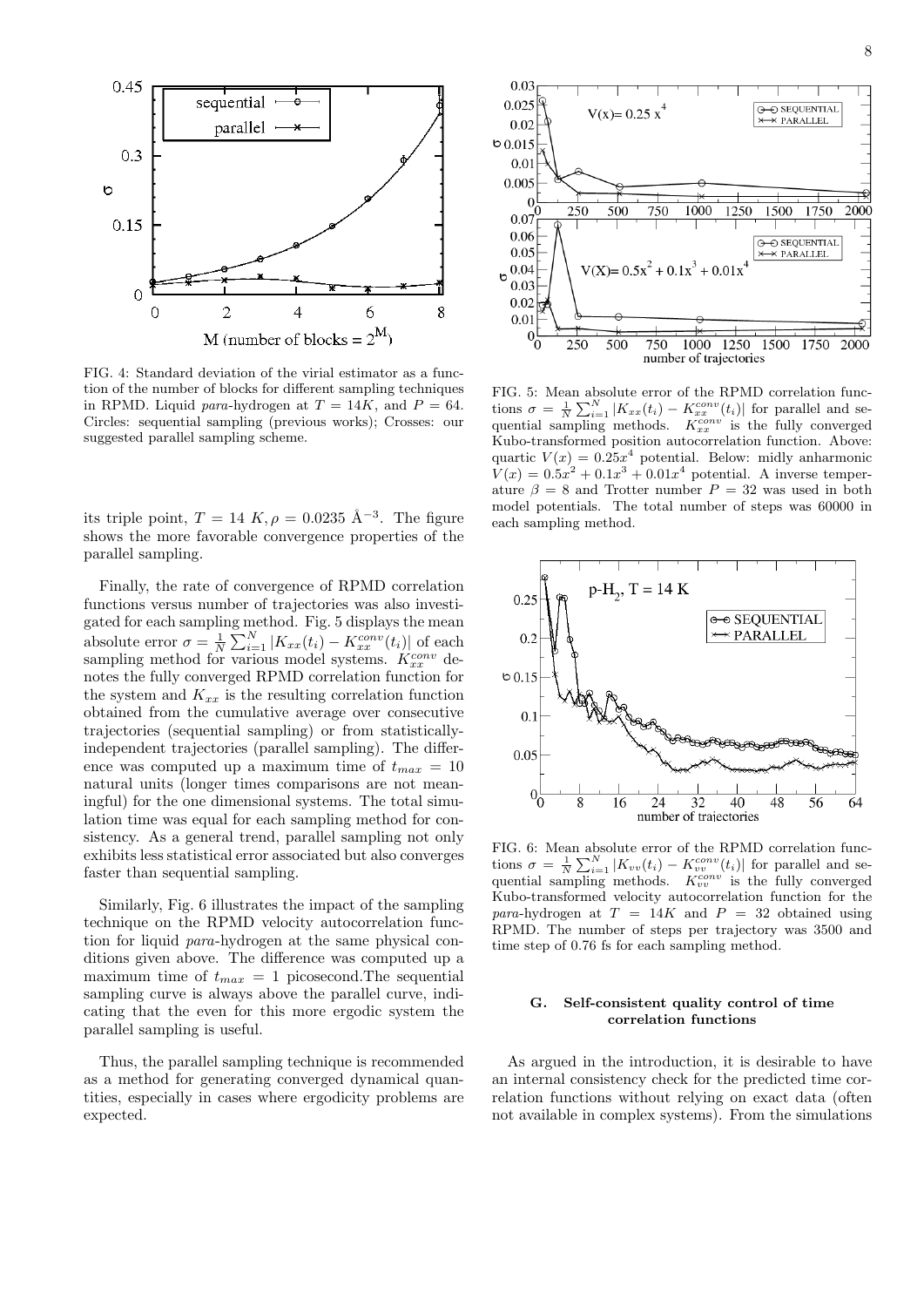FIG. 4: Standard deviation of the virial estimator as a function of the number of blocks for different sampling techniques in RPMD. Liquid *para*-hydrogen at $T = 14K$, and $P = 64$. Circles: sequential sampling (previous works); Crosses: our suggested parallel sampling scheme.

its triple point, $T = 14\ K, \rho = 0.0235$ Å$^{-3}$. The figure shows the more favorable convergence properties of the parallel sampling.

Finally, the rate of convergence of RPMD correlation functions versus number of trajectories was also investigated for each sampling method. Fig. 5 displays the mean absolute error $\sigma = \frac{1}{N}\sum_{i=1}^{N}|K_{xx}(t_i) - K_{xx}^{conv}(t_i)|$ of each sampling method for various model systems. $K_{xx}^{conv}$ denotes the fully converged RPMD correlation function for the system and $K_{xx}$ is the resulting correlation function obtained from the cumulative average over consecutive trajectories (sequential sampling) or from statistically-independent trajectories (parallel sampling). The difference was computed up a maximum time of $t_{max} = 10$ natural units (longer times comparisons are not meaningful) for the one dimensional systems. The total simulation time was equal for each sampling method for consistency. As a general trend, parallel sampling not only exhibits less statistical error associated but also converges faster than sequential sampling.

Similarly, Fig. 6 illustrates the impact of the sampling technique on the RPMD velocity autocorrelation function for liquid *para*-hydrogen at the same physical conditions given above. The difference was computed up a maximum time of $t_{max} = 1$ picosecond.The sequential sampling curve is always above the parallel curve, indicating that the even for this more ergodic system the parallel sampling is useful.

Thus, the parallel sampling technique is recommended as a method for generating converged dynamical quantities, especially in cases where ergodicity problems are expected.

FIG. 5: Mean absolute error of the RPMD correlation functions $\sigma = \frac{1}{N}\sum_{i=1}^{N}|K_{xx}(t_i) - K_{xx}^{conv}(t_i)|$ for parallel and sequential sampling methods. $K_{xx}^{conv}$ is the fully converged Kubo-transformed position autocorrelation function. Above: quartic $V(x) = 0.25x^4$ potential. Below: midly anharmonic $V(x) = 0.5x^2 + 0.1x^3 + 0.01x^4$ potential. A inverse temperature $\beta = 8$ and Trotter number $P = 32$ was used in both model potentials. The total number of steps was 60000 in each sampling method.

FIG. 6: Mean absolute error of the RPMD correlation functions $\sigma = \frac{1}{N}\sum_{i=1}^{N}|K_{vv}(t_i) - K_{vv}^{conv}(t_i)|$ for parallel and sequential sampling methods. $K_{vv}^{conv}$ is the fully converged Kubo-transformed velocity autocorrelation function for the *para*-hydrogen at $T = 14K$ and $P = 32$ obtained using RPMD. The number of steps per trajectory was 3500 and time step of 0.76 fs for each sampling method.

### G. Self-consistent quality control of time correlation functions

As argued in the introduction, it is desirable to have an internal consistency check for the predicted time correlation functions without relying on exact data (often not available in complex systems). From the simulations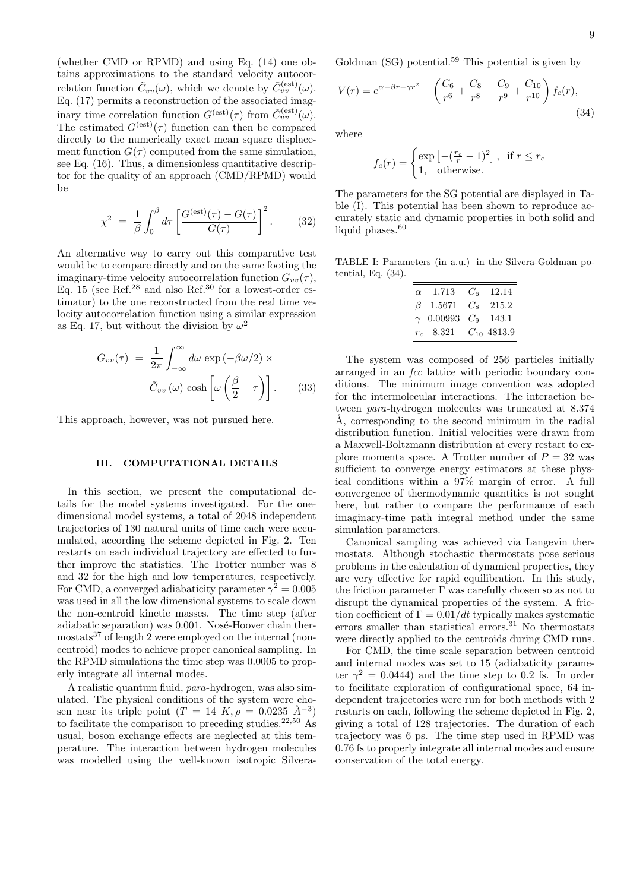(whether CMD or RPMD) and using Eq. (14) one obtains approximations to the standard velocity autocorrelation function $\tilde{C}_{vv}(\omega)$, which we denote by $\tilde{C}_{vv}^{(\mathrm{est})}(\omega)$. Eq. (17) permits a reconstruction of the associated imaginary time correlation function $G^{(\mathrm{est})}(\tau)$ from $\tilde{C}_{vv}^{(\mathrm{est})}(\omega)$. The estimated $G^{(\mathrm{est})}(\tau)$ function can then be compared directly to the numerically exact mean square displacement function $G(\tau)$ computed from the same simulation, see Eq. (16). Thus, a dimensionless quantitative descriptor for the quality of an approach (CMD/RPMD) would be

$$\chi^2 \;=\; \frac{1}{\beta}\int_0^\beta d\tau \left[\frac{G^{(\mathrm{est})}(\tau)-G(\tau)}{G(\tau)}\right]^2. \qquad (32)$$

An alternative way to carry out this comparative test would be to compare directly and on the same footing the imaginary-time velocity autocorrelation function $G_{vv}(\tau)$, Eq. 15 (see Ref.[28] and also Ref.[30] for a lowest-order estimator) to the one reconstructed from the real time velocity autocorrelation function using a similar expression as Eq. 17, but without the division by $\omega^2$

$$G_{vv}(\tau) \;=\; \frac{1}{2\pi}\int_{-\infty}^{\infty} d\omega\, \exp\left(-\beta\omega/2\right) \times \tilde{C}_{vv}\left(\omega\right)\, \cosh\left[\omega\left(\frac{\beta}{2}-\tau\right)\right]. \qquad (33)$$

This approach, however, was not pursued here.

## III. COMPUTATIONAL DETAILS

In this section, we present the computational details for the model systems investigated. For the one-dimensional model systems, a total of 2048 independent trajectories of 130 natural units of time each were accumulated, according the scheme depicted in Fig. 2. Ten restarts on each individual trajectory are effected to further improve the statistics. The Trotter number was 8 and 32 for the high and low temperatures, respectively. For CMD, a converged adiabaticity parameter $\gamma^2 = 0.005$ was used in all the low dimensional systems to scale down the non-centroid kinetic masses. The time step (after adiabatic separation) was 0.001. Nosé-Hoover chain thermostats[37] of length 2 were employed on the internal (non-centroid) modes to achieve proper canonical sampling. In the RPMD simulations the time step was 0.0005 to properly integrate all internal modes.

A realistic quantum fluid, *para*-hydrogen, was also simulated. The physical conditions of the system were chosen near its triple point ($T = 14\ K, \rho = 0.0235\ \AA^{-3}$) to facilitate the comparison to preceding studies.[22,50] As usual, boson exchange effects are neglected at this temperature. The interaction between hydrogen molecules was modelled using the well-known isotropic Silvera-Goldman (SG) potential.[59] This potential is given by

$$V(r) = e^{\alpha-\beta r-\gamma r^2} - \left(\frac{C_6}{r^6}+\frac{C_8}{r^8}-\frac{C_9}{r^9}+\frac{C_{10}}{r^{10}}\right) f_c(r), \qquad (34)$$

where

$$f_c(r) = \begin{cases} \exp\left[-(\frac{r_c}{r}-1)^2\right], & \text{if } r \le r_c \\ 1, & \text{otherwise.} \end{cases}$$

The parameters for the SG potential are displayed in Table (I). This potential has been shown to reproduce accurately static and dynamic properties in both solid and liquid phases.[60]

TABLE I: Parameters (in a.u.) in the Silvera-Goldman potential, Eq. (34).

| | | | |
|---|---|---|---|
| $\alpha$ | 1.713 | $C_6$ | 12.14 |
| $\beta$ | 1.5671 | $C_8$ | 215.2 |
| $\gamma$ | 0.00993 | $C_9$ | 143.1 |
| $r_c$ | 8.321 | $C_{10}$ | 4813.9 |

The system was composed of 256 particles initially arranged in an *fcc* lattice with periodic boundary conditions. The minimum image convention was adopted for the intermolecular interactions. The interaction between *para*-hydrogen molecules was truncated at 8.374 Å, corresponding to the second minimum in the radial distribution function. Initial velocities were drawn from a Maxwell-Boltzmann distribution at every restart to explore momenta space. A Trotter number of $P = 32$ was sufficient to converge energy estimators at these physical conditions within a 97% margin of error. A full convergence of thermodynamic quantities is not sought here, but rather to compare the performance of each imaginary-time path integral method under the same simulation parameters.

Canonical sampling was achieved via Langevin thermostats. Although stochastic thermostats pose serious problems in the calculation of dynamical properties, they are very effective for rapid equilibration. In this study, the friction parameter $\Gamma$ was carefully chosen so as not to disrupt the dynamical properties of the system. A friction coefficient of $\Gamma = 0.01/dt$ typically makes systematic errors smaller than statistical errors.[31] No thermostats were directly applied to the centroids during CMD runs.

For CMD, the time scale separation between centroid and internal modes was set to 15 (adiabaticity parameter $\gamma^2 = 0.0444$) and the time step to 0.2 fs. In order to facilitate exploration of configurational space, 64 independent trajectories were run for both methods with 2 restarts on each, following the scheme depicted in Fig. 2, giving a total of 128 trajectories. The duration of each trajectory was 6 ps. The time step used in RPMD was 0.76 fs to properly integrate all internal modes and ensure conservation of the total energy.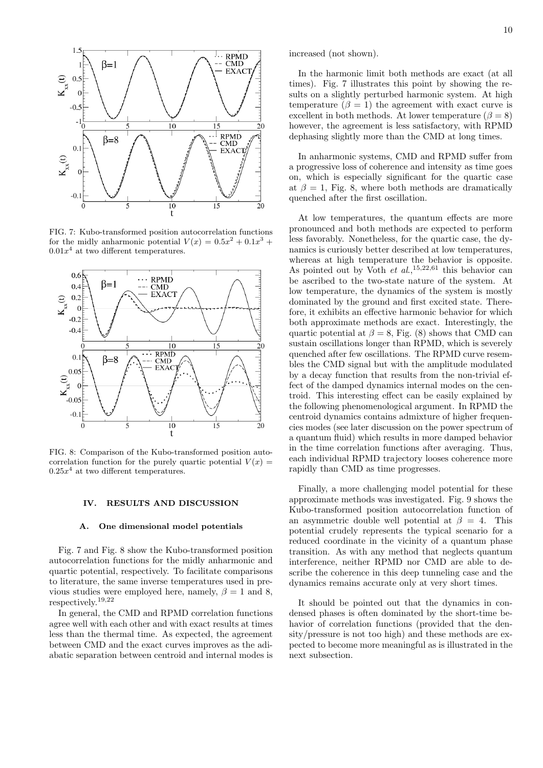FIG. 7: Kubo-transformed position autocorrelation functions for the midly anharmonic potential $V(x) = 0.5x^2 + 0.1x^3 + 0.01x^4$ at two different temperatures.

FIG. 8: Comparison of the Kubo-transformed position autocorrelation function for the purely quartic potential $V(x) = 0.25x^4$ at two different temperatures.

## IV. RESULTS AND DISCUSSION

### A. One dimensional model potentials

Fig. 7 and Fig. 8 show the Kubo-transformed position autocorrelation functions for the midly anharmonic and quartic potential, respectively. To facilitate comparisons to literature, the same inverse temperatures used in previous studies were employed here, namely, $\beta = 1$ and 8, respectively.[19,22]

In general, the CMD and RPMD correlation functions agree well with each other and with exact results at times less than the thermal time. As expected, the agreement between CMD and the exact curves improves as the adiabatic separation between centroid and internal modes is increased (not shown).

In the harmonic limit both methods are exact (at all times). Fig. 7 illustrates this point by showing the results on a slightly perturbed harmonic system. At high temperature ($\beta = 1$) the agreement with exact curve is excellent in both methods. At lower temperature ($\beta = 8$) however, the agreement is less satisfactory, with RPMD dephasing slightly more than the CMD at long times.

In anharmonic systems, CMD and RPMD suffer from a progressive loss of coherence and intensity as time goes on, which is especially significant for the quartic case at $\beta = 1$, Fig. 8, where both methods are dramatically quenched after the first oscillation.

At low temperatures, the quantum effects are more pronounced and both methods are expected to perform less favorably. Nonetheless, for the quartic case, the dynamics is curiously better described at low temperatures, whereas at high temperature the behavior is opposite. As pointed out by Voth *et al.*,[15,22,61] this behavior can be ascribed to the two-state nature of the system. At low temperature, the dynamics of the system is mostly dominated by the ground and first excited state. Therefore, it exhibits an effective harmonic behavior for which both approximate methods are exact. Interestingly, the quartic potential at $\beta = 8$, Fig. (8) shows that CMD can sustain oscillations longer than RPMD, which is severely quenched after few oscillations. The RPMD curve resembles the CMD signal but with the amplitude modulated by a decay function that results from the non-trivial effect of the damped dynamics internal modes on the centroid. This interesting effect can be easily explained by the following phenomenological argument. In RPMD the centroid dynamics contains admixture of higher frequencies modes (see later discussion on the power spectrum of a quantum fluid) which results in more damped behavior in the time correlation functions after averaging. Thus, each individual RPMD trajectory looses coherence more rapidly than CMD as time progresses.

Finally, a more challenging model potential for these approximate methods was investigated. Fig. 9 shows the Kubo-transformed position autocorrelation function of an asymmetric double well potential at $\beta = 4$. This potential crudely represents the typical scenario for a reduced coordinate in the vicinity of a quantum phase transition. As with any method that neglects quantum interference, neither RPMD nor CMD are able to describe the coherence in this deep tunneling case and the dynamics remains accurate only at very short times.

It should be pointed out that the dynamics in condensed phases is often dominated by the short-time behavior of correlation functions (provided that the density/pressure is not too high) and these methods are expected to become more meaningful as is illustrated in the next subsection.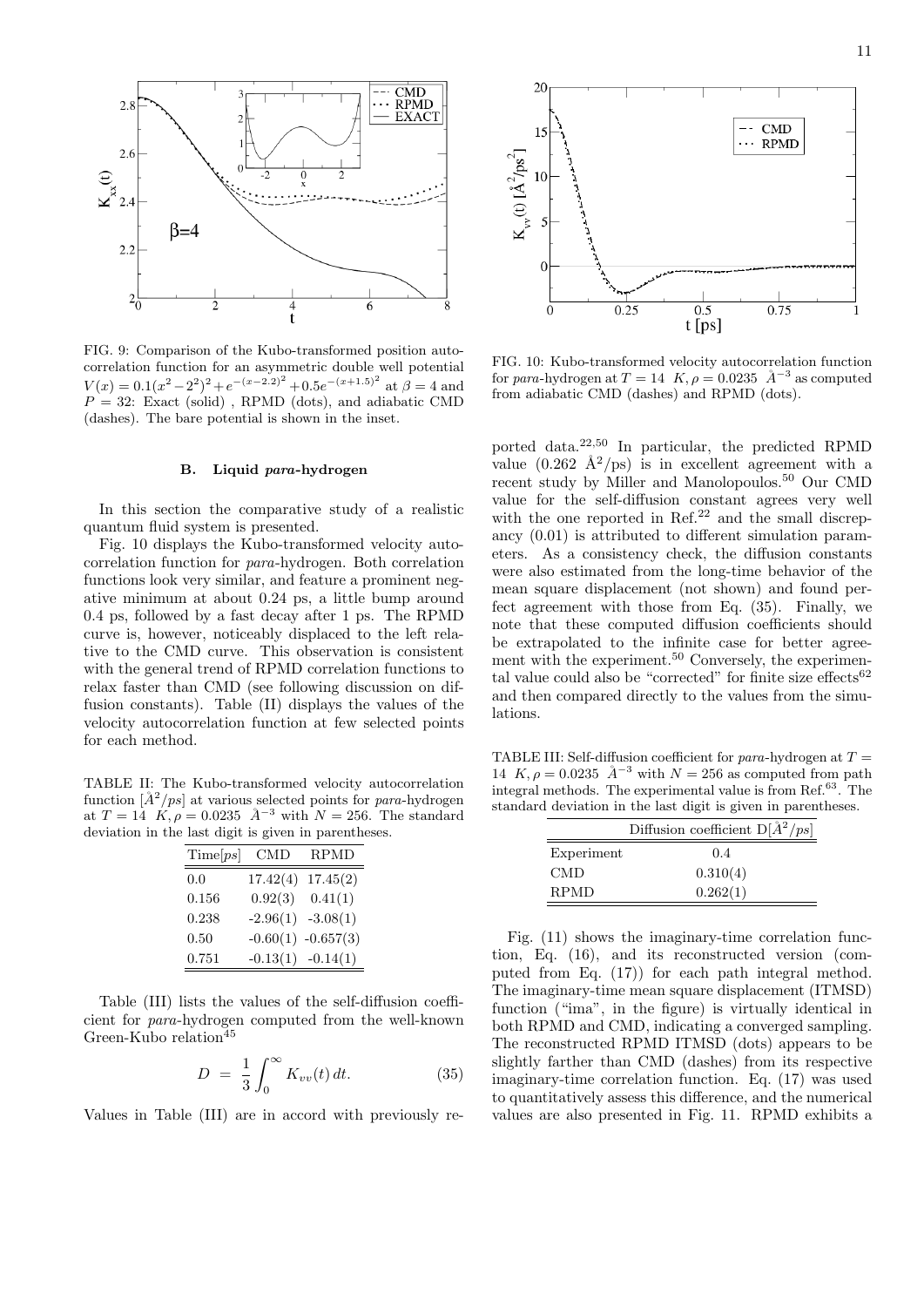FIG. 9: Comparison of the Kubo-transformed position autocorrelation function for an asymmetric double well potential $V(x) = 0.1(x^2 - 2^2)^2 + e^{-(x-2.2)^2} + 0.5e^{-(x+1.5)^2}$ at $\beta = 4$ and $P = 32$: Exact (solid) , RPMD (dots), and adiabatic CMD (dashes). The bare potential is shown in the inset.

FIG. 10: Kubo-transformed velocity autocorrelation function for *para*-hydrogen at $T = 14$ $K, \rho = 0.0235$ $\AA^{-3}$ as computed from adiabatic CMD (dashes) and RPMD (dots).

### B. Liquid *para*-hydrogen

In this section the comparative study of a realistic quantum fluid system is presented.

Fig. 10 displays the Kubo-transformed velocity autocorrelation function for *para*-hydrogen. Both correlation functions look very similar, and feature a prominent negative minimum at about 0.24 ps, a little bump around 0.4 ps, followed by a fast decay after 1 ps. The RPMD curve is, however, noticeably displaced to the left relative to the CMD curve. This observation is consistent with the general trend of RPMD correlation functions to relax faster than CMD (see following discussion on diffusion constants). Table (II) displays the values of the velocity autocorrelation function at few selected points for each method.

TABLE II: The Kubo-transformed velocity autocorrelation function $[\AA^2/ps]$ at various selected points for *para*-hydrogen at $T = 14$ $K, \rho = 0.0235$ $\AA^{-3}$ with $N = 256$. The standard deviation in the last digit is given in parentheses.

| Time$[ps]$ | CMD | RPMD |
|---|---|---|
| 0.0 | 17.42(4) | 17.45(2) |
| 0.156 | 0.92(3) | 0.41(1) |
| 0.238 | -2.96(1) | -3.08(1) |
| 0.50 | -0.60(1) | -0.657(3) |
| 0.751 | -0.13(1) | -0.14(1) |

Table (III) lists the values of the self-diffusion coefficient for *para*-hydrogen computed from the well-known Green-Kubo relation[45]

$$D = \frac{1}{3}\int_0^\infty K_{vv}(t)\, dt. \tag{35}$$

Values in Table (III) are in accord with previously reported data.[22,50] In particular, the predicted RPMD value (0.262 $\AA^2$/ps) is in excellent agreement with a recent study by Miller and Manolopoulos.[50] Our CMD value for the self-diffusion constant agrees very well with the one reported in Ref.[22] and the small discrepancy (0.01) is attributed to different simulation parameters. As a consistency check, the diffusion constants were also estimated from the long-time behavior of the mean square displacement (not shown) and found perfect agreement with those from Eq. (35). Finally, we note that these computed diffusion coefficients should be extrapolated to the infinite case for better agreement with the experiment.[50] Conversely, the experimental value could also be "corrected" for finite size effects[62] and then compared directly to the values from the simulations.

TABLE III: Self-diffusion coefficient for *para*-hydrogen at $T = 14$ $K, \rho = 0.0235$ $\AA^{-3}$ with $N = 256$ as computed from path integral methods. The experimental value is from Ref.[63]. The standard deviation in the last digit is given in parentheses.

| | Diffusion coefficient D$[\AA^2/ps]$ |
|---|---|
| Experiment | 0.4 |
| CMD | 0.310(4) |
| RPMD | 0.262(1) |

Fig. (11) shows the imaginary-time correlation function, Eq. (16), and its reconstructed version (computed from Eq. (17)) for each path integral method. The imaginary-time mean square displacement (ITMSD) function ("ima", in the figure) is virtually identical in both RPMD and CMD, indicating a converged sampling. The reconstructed RPMD ITMSD (dots) appears to be slightly farther than CMD (dashes) from its respective imaginary-time correlation function. Eq. (17) was used to quantitatively assess this difference, and the numerical values are also presented in Fig. 11. RPMD exhibits a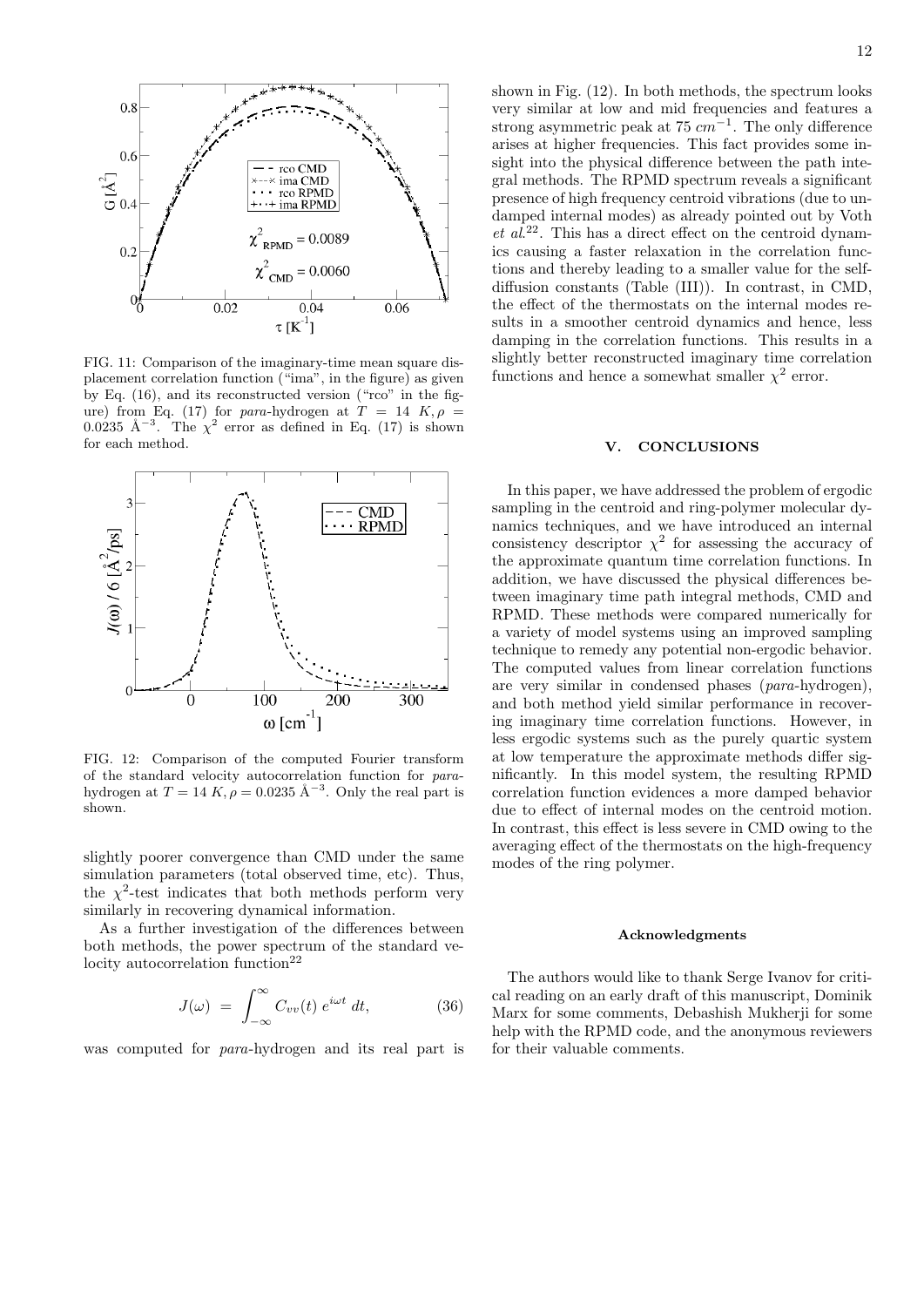FIG. 11: Comparison of the imaginary-time mean square displacement correlation function ("ima", in the figure) as given by Eq. (16), and its reconstructed version ("rco" in the figure) from Eq. (17) for *para*-hydrogen at $T = 14\ K, \rho = 0.0235\ \text{Å}^{-3}$. The $\chi^2$ error as defined in Eq. (17) is shown for each method.

FIG. 12: Comparison of the computed Fourier transform of the standard velocity autocorrelation function for *para*-hydrogen at $T = 14\ K, \rho = 0.0235\ \text{Å}^{-3}$. Only the real part is shown.

slightly poorer convergence than CMD under the same simulation parameters (total observed time, etc). Thus, the $\chi^2$-test indicates that both methods perform very similarly in recovering dynamical information.

As a further investigation of the differences between both methods, the power spectrum of the standard velocity autocorrelation function[22]

$$J(\omega) = \int_{-\infty}^{\infty} C_{vv}(t)\, e^{i\omega t}\, dt, \tag{36}$$

was computed for *para*-hydrogen and its real part is shown in Fig. (12). In both methods, the spectrum looks very similar at low and mid frequencies and features a strong asymmetric peak at 75 $cm^{-1}$. The only difference arises at higher frequencies. This fact provides some insight into the physical difference between the path integral methods. The RPMD spectrum reveals a significant presence of high frequency centroid vibrations (due to undamped internal modes) as already pointed out by Voth *et al.*[22]. This has a direct effect on the centroid dynamics causing a faster relaxation in the correlation functions and thereby leading to a smaller value for the self-diffusion constants (Table (III)). In contrast, in CMD, the effect of the thermostats on the internal modes results in a smoother centroid dynamics and hence, less damping in the correlation functions. This results in a slightly better reconstructed imaginary time correlation functions and hence a somewhat smaller $\chi^2$ error.

## V. CONCLUSIONS

In this paper, we have addressed the problem of ergodic sampling in the centroid and ring-polymer molecular dynamics techniques, and we have introduced an internal consistency descriptor $\chi^2$ for assessing the accuracy of the approximate quantum time correlation functions. In addition, we have discussed the physical differences between imaginary time path integral methods, CMD and RPMD. These methods were compared numerically for a variety of model systems using an improved sampling technique to remedy any potential non-ergodic behavior. The computed values from linear correlation functions are very similar in condensed phases (*para*-hydrogen), and both method yield similar performance in recovering imaginary time correlation functions. However, in less ergodic systems such as the purely quartic system at low temperature the approximate methods differ significantly. In this model system, the resulting RPMD correlation function evidences a more damped behavior due to effect of internal modes on the centroid motion. In contrast, this effect is less severe in CMD owing to the averaging effect of the thermostats on the high-frequency modes of the ring polymer.

### Acknowledgments

The authors would like to thank Serge Ivanov for critical reading on an early draft of this manuscript, Dominik Marx for some comments, Debashish Mukherji for some help with the RPMD code, and the anonymous reviewers for their valuable comments.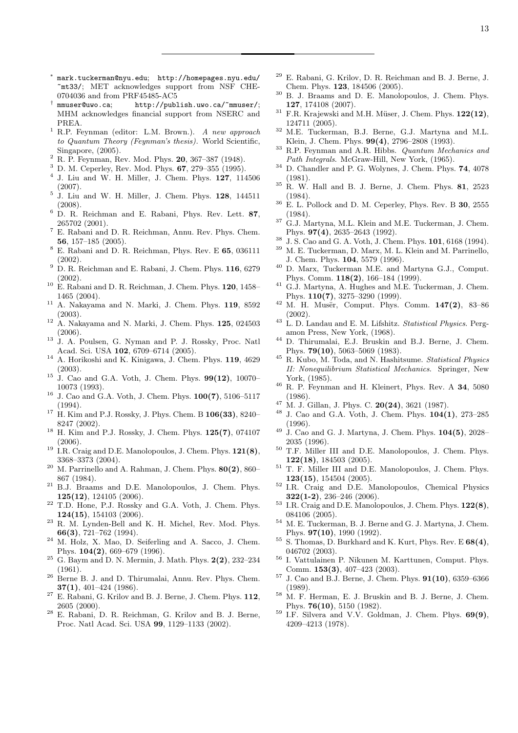[*] mark.tuckerman@nyu.edu; http://homepages.nyu.edu/~mt33/; MET acknowledges support from NSF CHE-0704036 and from PRF45485-AC5

[†] mmuser@uwo.ca; http://publish.uwo.ca/~mmuser/; MHM acknowledges financial support from NSERC and PREA.

[1] R.P. Feynman (editor: L.M. Brown.). *A new approach to Quantum Theory (Feynman's thesis).* World Scientific, Singapore, (2005).

[2] R. P. Feynman, Rev. Mod. Phys. **20**, 367–387 (1948).

[3] D. M. Ceperley, Rev. Mod. Phys. **67**, 279–355 (1995).

[4] J. Liu and W. H. Miller, J. Chem. Phys. **127**, 114506 (2007).

[5] J. Liu and W. H. Miller, J. Chem. Phys. **128**, 144511 (2008).

[6] D. R. Reichman and E. Rabani, Phys. Rev. Lett. **87**, 265702 (2001).

[7] E. Rabani and D. R. Reichman, Annu. Rev. Phys. Chem. **56**, 157–185 (2005).

[8] E. Rabani and D. R. Reichman, Phys. Rev. E **65**, 036111 (2002).

[9] D. R. Reichman and E. Rabani, J. Chem. Phys. **116**, 6279 (2002).

[10] E. Rabani and D. R. Reichman, J. Chem. Phys. **120**, 1458–1465 (2004).

[11] A. Nakayama and N. Marki, J. Chem. Phys. **119**, 8592 (2003).

[12] A. Nakayama and N. Marki, J. Chem. Phys. **125**, 024503 (2006).

[13] J. A. Poulsen, G. Nyman and P. J. Rossky, Proc. Natl Acad. Sci. USA **102**, 6709–6714 (2005).

[14] A. Horikoshi and K. Kinigawa, J. Chem. Phys. **119**, 4629 (2003).

[15] J. Cao and G.A. Voth, J. Chem. Phys. **99(12)**, 10070–10073 (1993).

[16] J. Cao and G.A. Voth, J. Chem. Phys. **100(7)**, 5106–5117 (1994).

[17] H. Kim and P.J. Rossky, J. Phys. Chem. B **106(33)**, 8240–8247 (2002).

[18] H. Kim and P.J. Rossky, J. Chem. Phys. **125(7)**, 074107 (2006).

[19] I.R. Craig and D.E. Manolopoulos, J. Chem. Phys. **121(8)**, 3368–3373 (2004).

[20] M. Parrinello and A. Rahman, J. Chem. Phys. **80(2)**, 860–867 (1984).

[21] B.J. Braams and D.E. Manolopoulos, J. Chem. Phys. **125(12)**, 124105 (2006).

[22] T.D. Hone, P.J. Rossky and G.A. Voth, J. Chem. Phys. **124(15)**, 154103 (2006).

[23] R. M. Lynden-Bell and K. H. Michel, Rev. Mod. Phys. **66(3)**, 721–762 (1994).

[24] M. Holz, X. Mao, D. Seiferling and A. Sacco, J. Chem. Phys. **104(2)**, 669–679 (1996).

[25] G. Baym and D. N. Mermin, J. Math. Phys. **2(2)**, 232–234 (1961).

[26] Berne B. J. and D. Thirumalai, Annu. Rev. Phys. Chem. **37(1)**, 401–424 (1986).

[27] E. Rabani, G. Krilov and B. J. Berne, J. Chem. Phys. **112**, 2605 (2000).

[28] E. Rabani, D. R. Reichman, G. Krilov and B. J. Berne, Proc. Natl Acad. Sci. USA **99**, 1129–1133 (2002).

[29] E. Rabani, G. Krilov, D. R. Reichman and B. J. Berne, J. Chem. Phys. **123**, 184506 (2005).

[30] B. J. Braams and D. E. Manolopoulos, J. Chem. Phys. **127**, 174108 (2007).

[31] F.R. Krajewski and M.H. Müser, J. Chem. Phys. **122(12)**, 124711 (2005).

[32] M.E. Tuckerman, B.J. Berne, G.J. Martyna and M.L. Klein, J. Chem. Phys. **99(4)**, 2796–2808 (1993).

[33] R.P. Feynman and A.R. Hibbs. *Quantum Mechanics and Path Integrals*. McGraw-Hill, New York, (1965).

[34] D. Chandler and P. G. Wolynes, J. Chem. Phys. **74**, 4078 (1981).

[35] R. W. Hall and B. J. Berne, J. Chem. Phys. **81**, 2523 (1984).

[36] E. L. Pollock and D. M. Ceperley, Phys. Rev. B **30**, 2555 (1984).

[37] G.J. Martyna, M.L. Klein and M.E. Tuckerman, J. Chem. Phys. **97(4)**, 2635–2643 (1992).

[38] J. S. Cao and G. A. Voth, J. Chem. Phys. **101**, 6168 (1994).

[39] M. E. Tuckerman, D. Marx, M. L. Klein and M. Parrinello, J. Chem. Phys. **104**, 5579 (1996).

[40] D. Marx, Tuckerman M.E. and Martyna G.J., Comput. Phys. Comm. **118(2)**, 166–184 (1999).

[41] G.J. Martyna, A. Hughes and M.E. Tuckerman, J. Chem. Phys. **110(7)**, 3275–3290 (1999).

[42] M. H. Musër, Comput. Phys. Comm. **147(2)**, 83–86 (2002).

[43] L. D. Landau and E. M. Lifshitz. *Statistical Physics*. Pergamon Press, New York, (1968).

[44] D. Thirumalai, E.J. Bruskin and B.J. Berne, J. Chem. Phys. **79(10)**, 5063–5069 (1983).

[45] R. Kubo, M. Toda, and N. Hashitsume. *Statistical Physics II: Nonequilibrium Statistical Mechanics*. Springer, New York, (1985).

[46] R. P. Feynman and H. Kleinert, Phys. Rev. A **34**, 5080 (1986).

[47] M. J. Gillan, J. Phys. C. **20(24)**, 3621 (1987).

[48] J. Cao and G.A. Voth, J. Chem. Phys. **104(1)**, 273–285 (1996).

[49] J. Cao and G. J. Martyna, J. Chem. Phys. **104(5)**, 2028–2035 (1996).

[50] T.F. Miller III and D.E. Manolopoulos, J. Chem. Phys. **122(18)**, 184503 (2005).

[51] T. F. Miller III and D.E. Manolopoulos, J. Chem. Phys. **123(15)**, 154504 (2005).

[52] I.R. Craig and D.E. Manolopoulos, Chemical Physics **322(1-2)**, 236–246 (2006).

[53] I.R. Craig and D.E. Manolopoulos, J. Chem. Phys. **122(8)**, 084106 (2005).

[54] M. E. Tuckerman, B. J. Berne and G. J. Martyna, J. Chem. Phys. **97(10)**, 1990 (1992).

[55] S. Thomas, D. Burkhard and K. Kurt, Phys. Rev. E **68(4)**, 046702 (2003).

[56] I. Vattulainen P. Nikunen M. Karttunen, Comput. Phys. Comm. **153(3)**, 407–423 (2003).

[57] J. Cao and B.J. Berne, J. Chem. Phys. **91(10)**, 6359–6366 (1989).

[58] M. F. Herman, E. J. Bruskin and B. J. Berne, J. Chem. Phys. **76(10)**, 5150 (1982).

[59] I.F. Silvera and V.V. Goldman, J. Chem. Phys. **69(9)**, 4209–4213 (1978).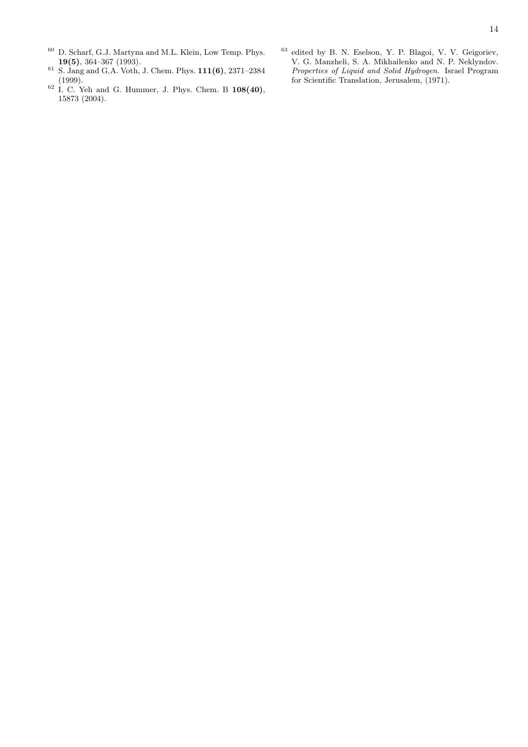[60] D. Scharf, G.J. Martyna and M.L. Klein, Low Temp. Phys. **19(5)**, 364–367 (1993).

[61] S. Jang and G.A. Voth, J. Chem. Phys. **111(6)**, 2371–2384 (1999).

[62] I. C. Yeh and G. Hummer, J. Phys. Chem. B **108(40)**, 15873 (2004).

[63] edited by B. N. Eselson, Y. P. Blagoi, V. V. Geigoriev, V. G. Manzheli, S. A. Mikhailenko and N. P. Neklyndov. *Properties of Liquid and Solid Hydrogen*. Israel Program for Scientific Translation, Jerusalem, (1971).